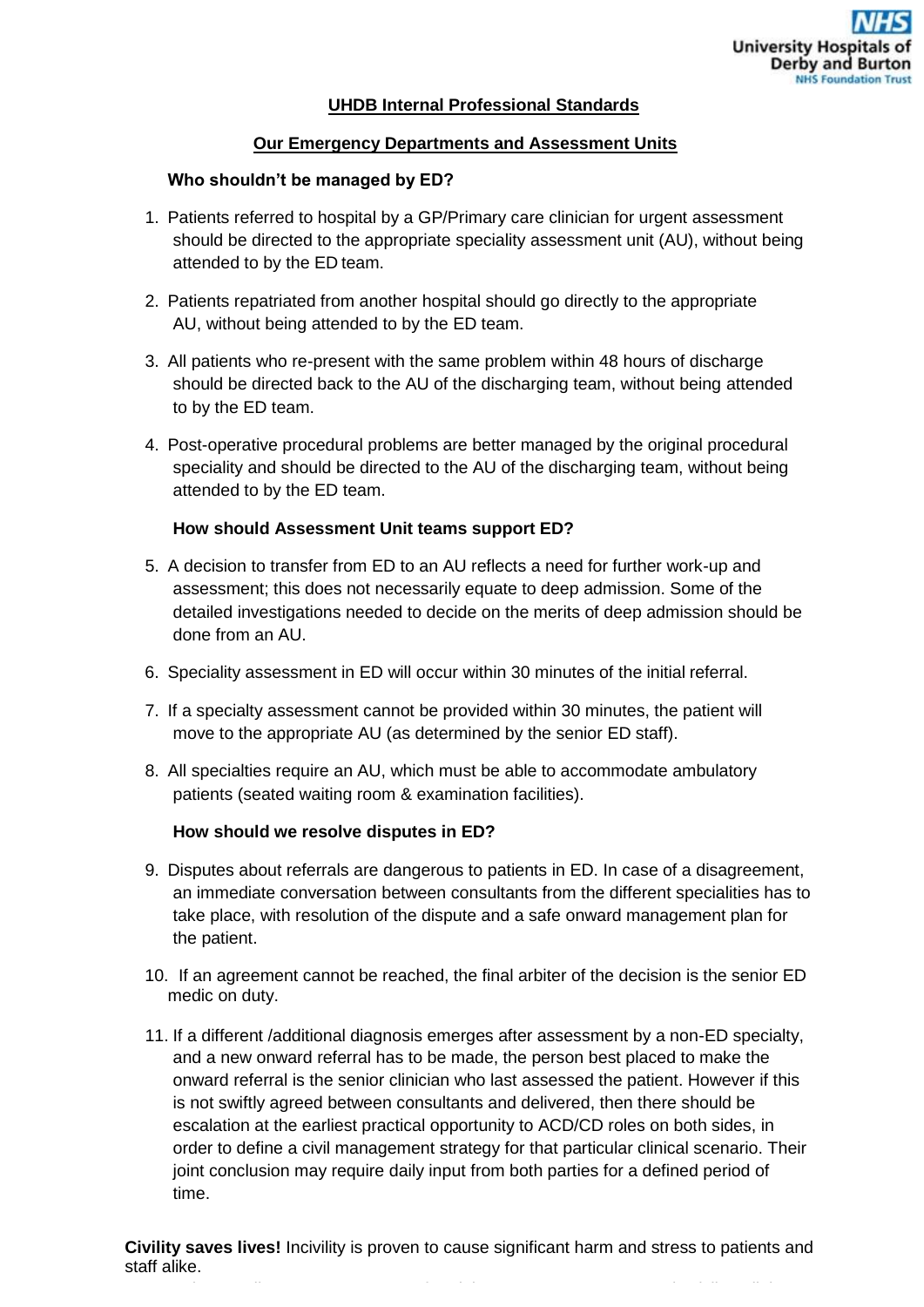## UHDB Internal Professional Standards

## Our Emergency Departments and Assessment Units

### Who shouldn't be managed by ED?

1. Patients referred to hospital by a GP/Primary care clinician for urgent assessment should be directed to the appropriate speciality assessment unit (AU), without being attended to by the ED team.

2. Patients repatriated from another hospital should go directly to the appropriate AU, without being attended to by the ED team.

3. All patients who re-present with the same problem within 48 hours of discharge should be directed back to the AU of the discharging team, without being attended to by the ED team.

4. Post-operative procedural problems are better managed by the original procedural speciality and should be directed to the AU of the discharging team, without being attended to by the ED team.

### How should Assessment Unit teams support ED?

5. A decision to transfer from ED to an AU reflects a need for further work-up and assessment; this does not necessarily equate to deep admission. Some of the detailed investigations needed to decide on the merits of deep admission should be done from an AU.

6. Speciality assessment in ED will occur within 30 minutes of the initial referral.

7. If a specialty assessment cannot be provided within 30 minutes, the patient will move to the appropriate AU (as determined by the senior ED staff).

8. All specialties require an AU, which must be able to accommodate ambulatory patients (seated waiting room & examination facilities).

### How should we resolve disputes in ED?

9. Disputes about referrals are dangerous to patients in ED. In case of a disagreement, an immediate conversation between consultants from the different specialities has to take place, with resolution of the dispute and a safe onward management plan for the patient.

10. If an agreement cannot be reached, the final arbiter of the decision is the senior ED medic on duty.

11. If a different /additional diagnosis emerges after assessment by a non-ED specialty, and a new onward referral has to be made, the person best placed to make the onward referral is the senior clinician who last assessed the patient. However if this is not swiftly agreed between consultants and delivered, then there should be escalation at the earliest practical opportunity to ACD/CD roles on both sides, in order to define a civil management strategy for that particular clinical scenario. Their joint conclusion may require daily input from both parties for a defined period of time.

**Civility saves lives!** Incivility is proven to cause significant harm and stress to patients and staff alike.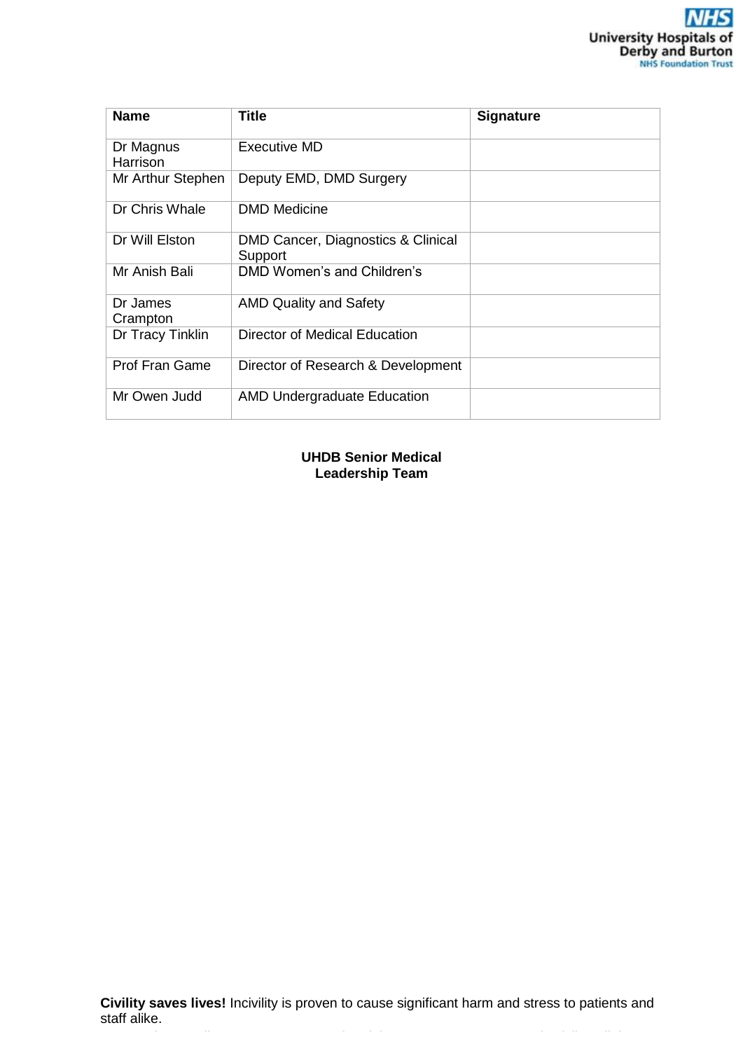| Name | Title | Signature |
|---|---|---|
| Dr Magnus Harrison | Executive MD | |
| Mr Arthur Stephen | Deputy EMD, DMD Surgery | |
| Dr Chris Whale | DMD Medicine | |
| Dr Will Elston | DMD Cancer, Diagnostics & Clinical Support | |
| Mr Anish Bali | DMD Women's and Children's | |
| Dr James Crampton | AMD Quality and Safety | |
| Dr Tracy Tinklin | Director of Medical Education | |
| Prof Fran Game | Director of Research & Development | |
| Mr Owen Judd | AMD Undergraduate Education | |

**UHDB Senior Medical Leadership Team**

**Civility saves lives!** Incivility is proven to cause significant harm and stress to patients and staff alike.